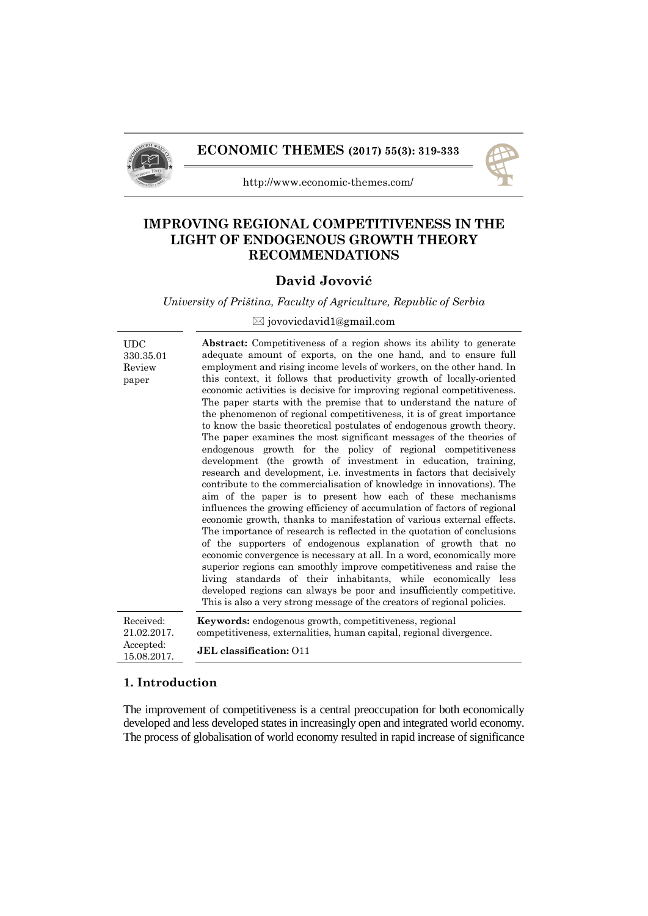# IMPROVING REGIONAL COMPETITIVENESS IN THE LIGHT OF ENDOGENOUS GROWTH THEORY RECOMMENDATIONS

**David Jovović**

*University of Priština, Faculty of Agriculture, Republic of Serbia*

✉ jovovicdavid1@gmail.com

UDC 330.35.01
Review paper

**Abstract:** Competitiveness of a region shows its ability to generate adequate amount of exports, on the one hand, and to ensure full employment and rising income levels of workers, on the other hand. In this context, it follows that productivity growth of locally-oriented economic activities is decisive for improving regional competitiveness. The paper starts with the premise that to understand the nature of the phenomenon of regional competitiveness, it is of great importance to know the basic theoretical postulates of endogenous growth theory. The paper examines the most significant messages of the theories of endogenous growth for the policy of regional competitiveness development (the growth of investment in education, training, research and development, i.e. investments in factors that decisively contribute to the commercialisation of knowledge in innovations). The aim of the paper is to present how each of these mechanisms influences the growing efficiency of accumulation of factors of regional economic growth, thanks to manifestation of various external effects. The importance of research is reflected in the quotation of conclusions of the supporters of endogenous explanation of growth that no economic convergence is necessary at all. In a word, economically more superior regions can smoothly improve competitiveness and raise the living standards of their inhabitants, while economically less developed regions can always be poor and insufficiently competitive. This is also a very strong message of the creators of regional policies.

Received: 21.02.2017.
Accepted: 15.08.2017.

**Keywords:** endogenous growth, competitiveness, regional competitiveness, externalities, human capital, regional divergence.

**JEL classification:** O11

## 1. Introduction

The improvement of competitiveness is a central preoccupation for both economically developed and less developed states in increasingly open and integrated world economy. The process of globalisation of world economy resulted in rapid increase of significance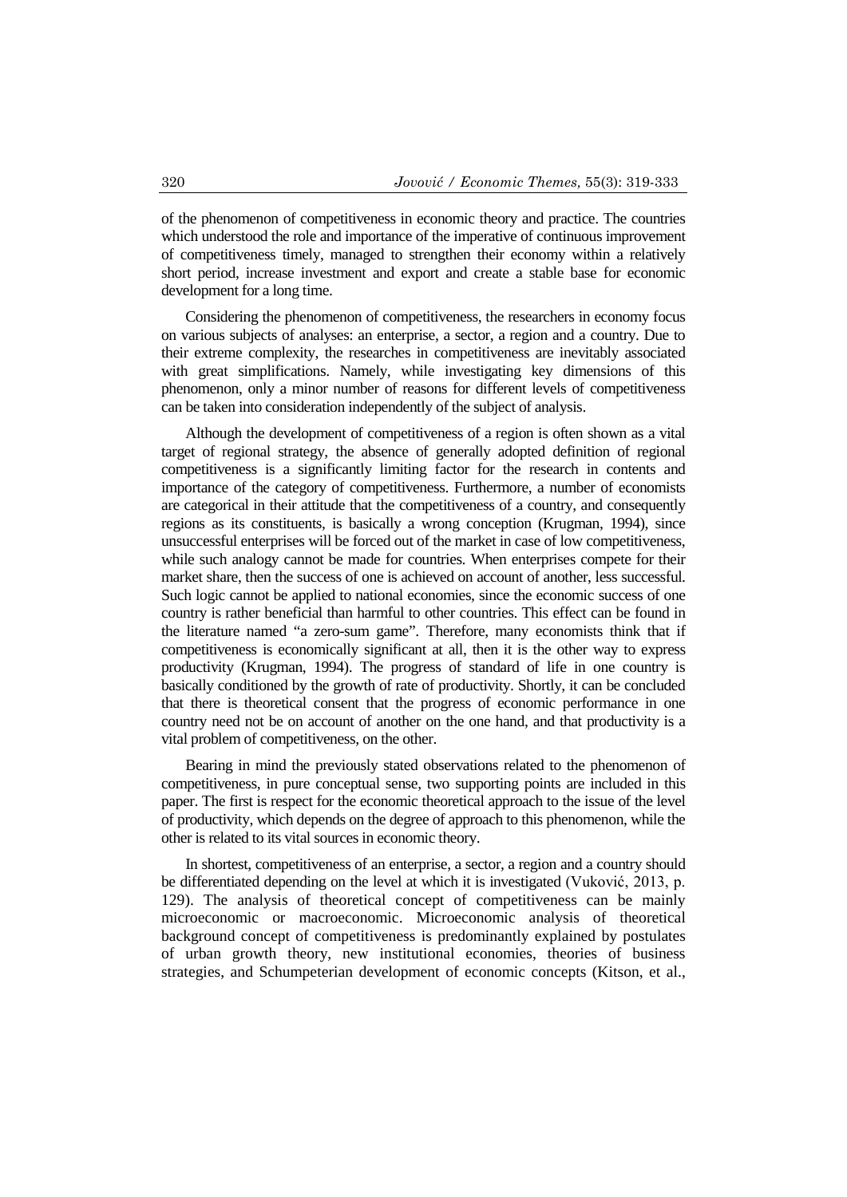of the phenomenon of competitiveness in economic theory and practice. The countries which understood the role and importance of the imperative of continuous improvement of competitiveness timely, managed to strengthen their economy within a relatively short period, increase investment and export and create a stable base for economic development for a long time.

Considering the phenomenon of competitiveness, the researchers in economy focus on various subjects of analyses: an enterprise, a sector, a region and a country. Due to their extreme complexity, the researches in competitiveness are inevitably associated with great simplifications. Namely, while investigating key dimensions of this phenomenon, only a minor number of reasons for different levels of competitiveness can be taken into consideration independently of the subject of analysis.

Although the development of competitiveness of a region is often shown as a vital target of regional strategy, the absence of generally adopted definition of regional competitiveness is a significantly limiting factor for the research in contents and importance of the category of competitiveness. Furthermore, a number of economists are categorical in their attitude that the competitiveness of a country, and consequently regions as its constituents, is basically a wrong conception (Krugman, 1994), since unsuccessful enterprises will be forced out of the market in case of low competitiveness, while such analogy cannot be made for countries. When enterprises compete for their market share, then the success of one is achieved on account of another, less successful. Such logic cannot be applied to national economies, since the economic success of one country is rather beneficial than harmful to other countries. This effect can be found in the literature named "a zero-sum game". Therefore, many economists think that if competitiveness is economically significant at all, then it is the other way to express productivity (Krugman, 1994). The progress of standard of life in one country is basically conditioned by the growth of rate of productivity. Shortly, it can be concluded that there is theoretical consent that the progress of economic performance in one country need not be on account of another on the one hand, and that productivity is a vital problem of competitiveness, on the other.

Bearing in mind the previously stated observations related to the phenomenon of competitiveness, in pure conceptual sense, two supporting points are included in this paper. The first is respect for the economic theoretical approach to the issue of the level of productivity, which depends on the degree of approach to this phenomenon, while the other is related to its vital sources in economic theory.

In shortest, competitiveness of an enterprise, a sector, a region and a country should be differentiated depending on the level at which it is investigated (Vuković, 2013, p. 129). The analysis of theoretical concept of competitiveness can be mainly microeconomic or macroeconomic. Microeconomic analysis of theoretical background concept of competitiveness is predominantly explained by postulates of urban growth theory, new institutional economies, theories of business strategies, and Schumpeterian development of economic concepts (Kitson, et al.,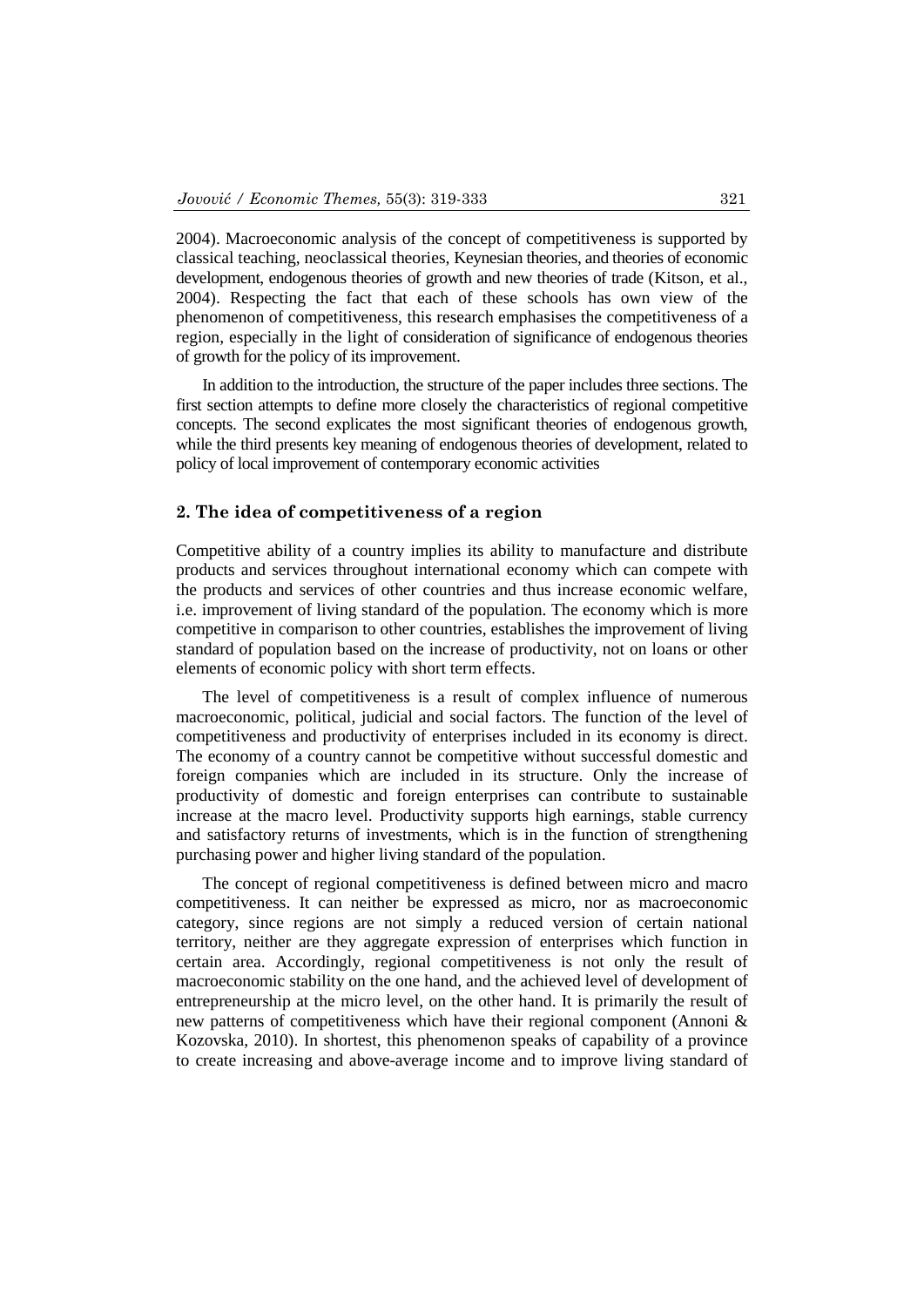2004). Macroeconomic analysis of the concept of competitiveness is supported by classical teaching, neoclassical theories, Keynesian theories, and theories of economic development, endogenous theories of growth and new theories of trade (Kitson, et al., 2004). Respecting the fact that each of these schools has own view of the phenomenon of competitiveness, this research emphasises the competitiveness of a region, especially in the light of consideration of significance of endogenous theories of growth for the policy of its improvement.

In addition to the introduction, the structure of the paper includes three sections. The first section attempts to define more closely the characteristics of regional competitive concepts. The second explicates the most significant theories of endogenous growth, while the third presents key meaning of endogenous theories of development, related to policy of local improvement of contemporary economic activities

## 2. The idea of competitiveness of a region

Competitive ability of a country implies its ability to manufacture and distribute products and services throughout international economy which can compete with the products and services of other countries and thus increase economic welfare, i.e. improvement of living standard of the population. The economy which is more competitive in comparison to other countries, establishes the improvement of living standard of population based on the increase of productivity, not on loans or other elements of economic policy with short term effects.

The level of competitiveness is a result of complex influence of numerous macroeconomic, political, judicial and social factors. The function of the level of competitiveness and productivity of enterprises included in its economy is direct. The economy of a country cannot be competitive without successful domestic and foreign companies which are included in its structure. Only the increase of productivity of domestic and foreign enterprises can contribute to sustainable increase at the macro level. Productivity supports high earnings, stable currency and satisfactory returns of investments, which is in the function of strengthening purchasing power and higher living standard of the population.

The concept of regional competitiveness is defined between micro and macro competitiveness. It can neither be expressed as micro, nor as macroeconomic category, since regions are not simply a reduced version of certain national territory, neither are they aggregate expression of enterprises which function in certain area. Accordingly, regional competitiveness is not only the result of macroeconomic stability on the one hand, and the achieved level of development of entrepreneurship at the micro level, on the other hand. It is primarily the result of new patterns of competitiveness which have their regional component (Annoni & Kozovska, 2010). In shortest, this phenomenon speaks of capability of a province to create increasing and above-average income and to improve living standard of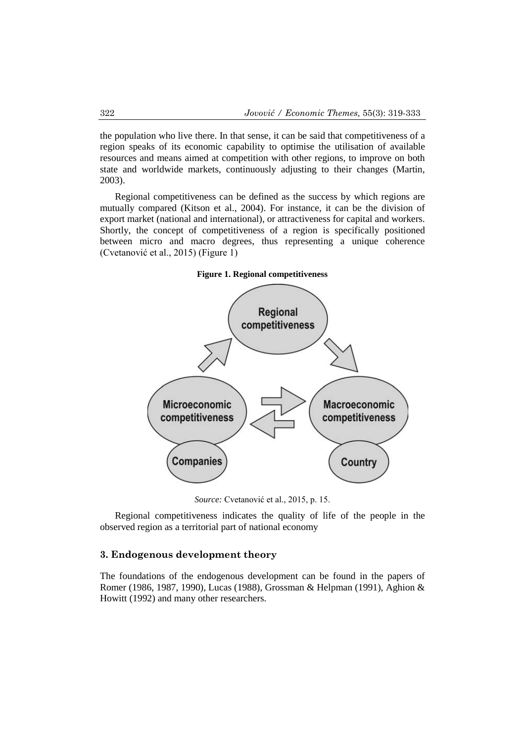the population who live there. In that sense, it can be said that competitiveness of a region speaks of its economic capability to optimise the utilisation of available resources and means aimed at competition with other regions, to improve on both state and worldwide markets, continuously adjusting to their changes (Martin, 2003).

Regional competitiveness can be defined as the success by which regions are mutually compared (Kitson et al., 2004). For instance, it can be the division of export market (national and international), or attractiveness for capital and workers. Shortly, the concept of competitiveness of a region is specifically positioned between micro and macro degrees, thus representing a unique coherence (Cvetanović et al., 2015) (Figure 1)

**Figure 1. Regional competitiveness**

*Source:* Cvetanović et al., 2015, p. 15.

Regional competitiveness indicates the quality of life of the people in the observed region as a territorial part of national economy

## 3. Endogenous development theory

The foundations of the endogenous development can be found in the papers of Romer (1986, 1987, 1990), Lucas (1988), Grossman & Helpman (1991), Aghion & Howitt (1992) and many other researchers.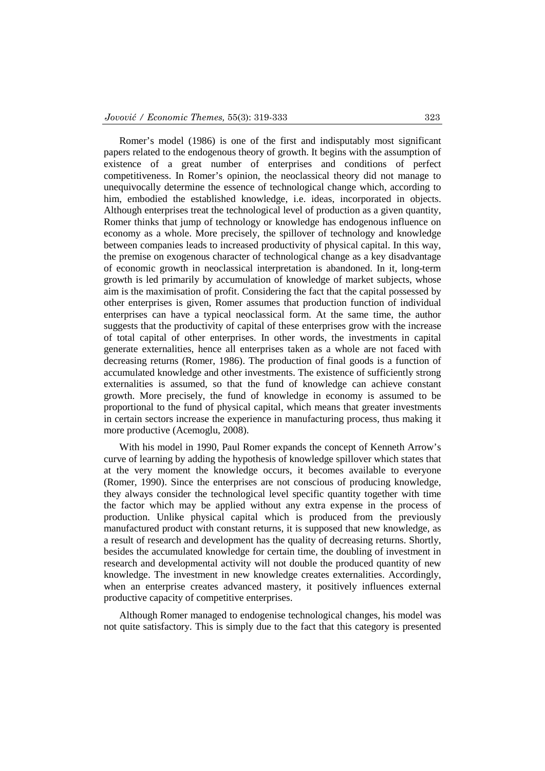Romer's model (1986) is one of the first and indisputably most significant papers related to the endogenous theory of growth. It begins with the assumption of existence of a great number of enterprises and conditions of perfect competitiveness. In Romer's opinion, the neoclassical theory did not manage to unequivocally determine the essence of technological change which, according to him, embodied the established knowledge, i.e. ideas, incorporated in objects. Although enterprises treat the technological level of production as a given quantity, Romer thinks that jump of technology or knowledge has endogenous influence on economy as a whole. More precisely, the spillover of technology and knowledge between companies leads to increased productivity of physical capital. In this way, the premise on exogenous character of technological change as a key disadvantage of economic growth in neoclassical interpretation is abandoned. In it, long-term growth is led primarily by accumulation of knowledge of market subjects, whose aim is the maximisation of profit. Considering the fact that the capital possessed by other enterprises is given, Romer assumes that production function of individual enterprises can have a typical neoclassical form. At the same time, the author suggests that the productivity of capital of these enterprises grow with the increase of total capital of other enterprises. In other words, the investments in capital generate externalities, hence all enterprises taken as a whole are not faced with decreasing returns (Romer, 1986). The production of final goods is a function of accumulated knowledge and other investments. The existence of sufficiently strong externalities is assumed, so that the fund of knowledge can achieve constant growth. More precisely, the fund of knowledge in economy is assumed to be proportional to the fund of physical capital, which means that greater investments in certain sectors increase the experience in manufacturing process, thus making it more productive (Acemoglu, 2008).

With his model in 1990, Paul Romer expands the concept of Kenneth Arrow's curve of learning by adding the hypothesis of knowledge spillover which states that at the very moment the knowledge occurs, it becomes available to everyone (Romer, 1990). Since the enterprises are not conscious of producing knowledge, they always consider the technological level specific quantity together with time the factor which may be applied without any extra expense in the process of production. Unlike physical capital which is produced from the previously manufactured product with constant returns, it is supposed that new knowledge, as a result of research and development has the quality of decreasing returns. Shortly, besides the accumulated knowledge for certain time, the doubling of investment in research and developmental activity will not double the produced quantity of new knowledge. The investment in new knowledge creates externalities. Accordingly, when an enterprise creates advanced mastery, it positively influences external productive capacity of competitive enterprises.

Although Romer managed to endogenise technological changes, his model was not quite satisfactory. This is simply due to the fact that this category is presented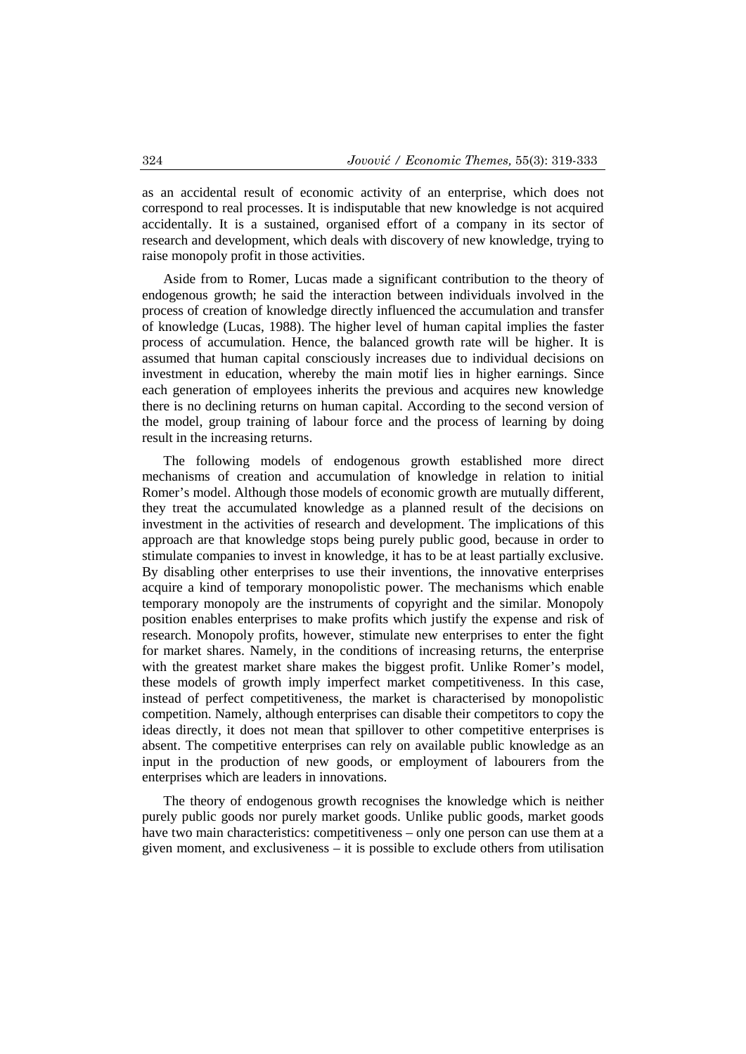as an accidental result of economic activity of an enterprise, which does not correspond to real processes. It is indisputable that new knowledge is not acquired accidentally. It is a sustained, organised effort of a company in its sector of research and development, which deals with discovery of new knowledge, trying to raise monopoly profit in those activities.

Aside from to Romer, Lucas made a significant contribution to the theory of endogenous growth; he said the interaction between individuals involved in the process of creation of knowledge directly influenced the accumulation and transfer of knowledge (Lucas, 1988). The higher level of human capital implies the faster process of accumulation. Hence, the balanced growth rate will be higher. It is assumed that human capital consciously increases due to individual decisions on investment in education, whereby the main motif lies in higher earnings. Since each generation of employees inherits the previous and acquires new knowledge there is no declining returns on human capital. According to the second version of the model, group training of labour force and the process of learning by doing result in the increasing returns.

The following models of endogenous growth established more direct mechanisms of creation and accumulation of knowledge in relation to initial Romer's model. Although those models of economic growth are mutually different, they treat the accumulated knowledge as a planned result of the decisions on investment in the activities of research and development. The implications of this approach are that knowledge stops being purely public good, because in order to stimulate companies to invest in knowledge, it has to be at least partially exclusive. By disabling other enterprises to use their inventions, the innovative enterprises acquire a kind of temporary monopolistic power. The mechanisms which enable temporary monopoly are the instruments of copyright and the similar. Monopoly position enables enterprises to make profits which justify the expense and risk of research. Monopoly profits, however, stimulate new enterprises to enter the fight for market shares. Namely, in the conditions of increasing returns, the enterprise with the greatest market share makes the biggest profit. Unlike Romer's model, these models of growth imply imperfect market competitiveness. In this case, instead of perfect competitiveness, the market is characterised by monopolistic competition. Namely, although enterprises can disable their competitors to copy the ideas directly, it does not mean that spillover to other competitive enterprises is absent. The competitive enterprises can rely on available public knowledge as an input in the production of new goods, or employment of labourers from the enterprises which are leaders in innovations.

The theory of endogenous growth recognises the knowledge which is neither purely public goods nor purely market goods. Unlike public goods, market goods have two main characteristics: competitiveness – only one person can use them at a given moment, and exclusiveness – it is possible to exclude others from utilisation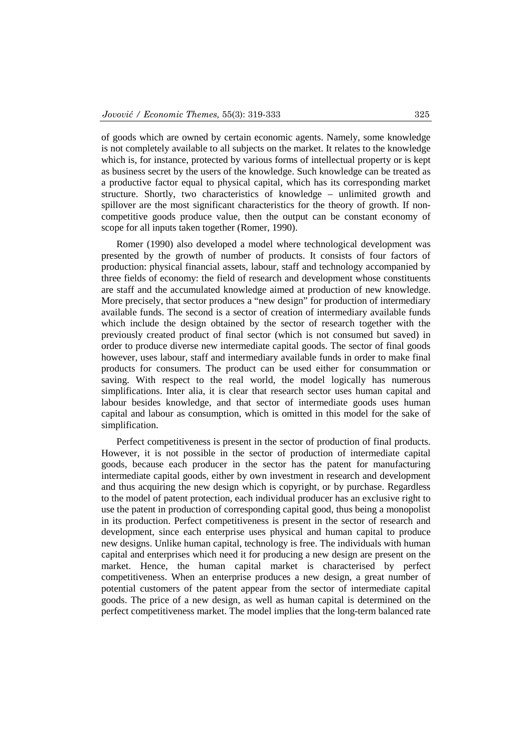of goods which are owned by certain economic agents. Namely, some knowledge is not completely available to all subjects on the market. It relates to the knowledge which is, for instance, protected by various forms of intellectual property or is kept as business secret by the users of the knowledge. Such knowledge can be treated as a productive factor equal to physical capital, which has its corresponding market structure. Shortly, two characteristics of knowledge – unlimited growth and spillover are the most significant characteristics for the theory of growth. If non-competitive goods produce value, then the output can be constant economy of scope for all inputs taken together (Romer, 1990).

Romer (1990) also developed a model where technological development was presented by the growth of number of products. It consists of four factors of production: physical financial assets, labour, staff and technology accompanied by three fields of economy: the field of research and development whose constituents are staff and the accumulated knowledge aimed at production of new knowledge. More precisely, that sector produces a "new design" for production of intermediary available funds. The second is a sector of creation of intermediary available funds which include the design obtained by the sector of research together with the previously created product of final sector (which is not consumed but saved) in order to produce diverse new intermediate capital goods. The sector of final goods however, uses labour, staff and intermediary available funds in order to make final products for consumers. The product can be used either for consummation or saving. With respect to the real world, the model logically has numerous simplifications. Inter alia, it is clear that research sector uses human capital and labour besides knowledge, and that sector of intermediate goods uses human capital and labour as consumption, which is omitted in this model for the sake of simplification.

Perfect competitiveness is present in the sector of production of final products. However, it is not possible in the sector of production of intermediate capital goods, because each producer in the sector has the patent for manufacturing intermediate capital goods, either by own investment in research and development and thus acquiring the new design which is copyright, or by purchase. Regardless to the model of patent protection, each individual producer has an exclusive right to use the patent in production of corresponding capital good, thus being a monopolist in its production. Perfect competitiveness is present in the sector of research and development, since each enterprise uses physical and human capital to produce new designs. Unlike human capital, technology is free. The individuals with human capital and enterprises which need it for producing a new design are present on the market. Hence, the human capital market is characterised by perfect competitiveness. When an enterprise produces a new design, a great number of potential customers of the patent appear from the sector of intermediate capital goods. The price of a new design, as well as human capital is determined on the perfect competitiveness market. The model implies that the long-term balanced rate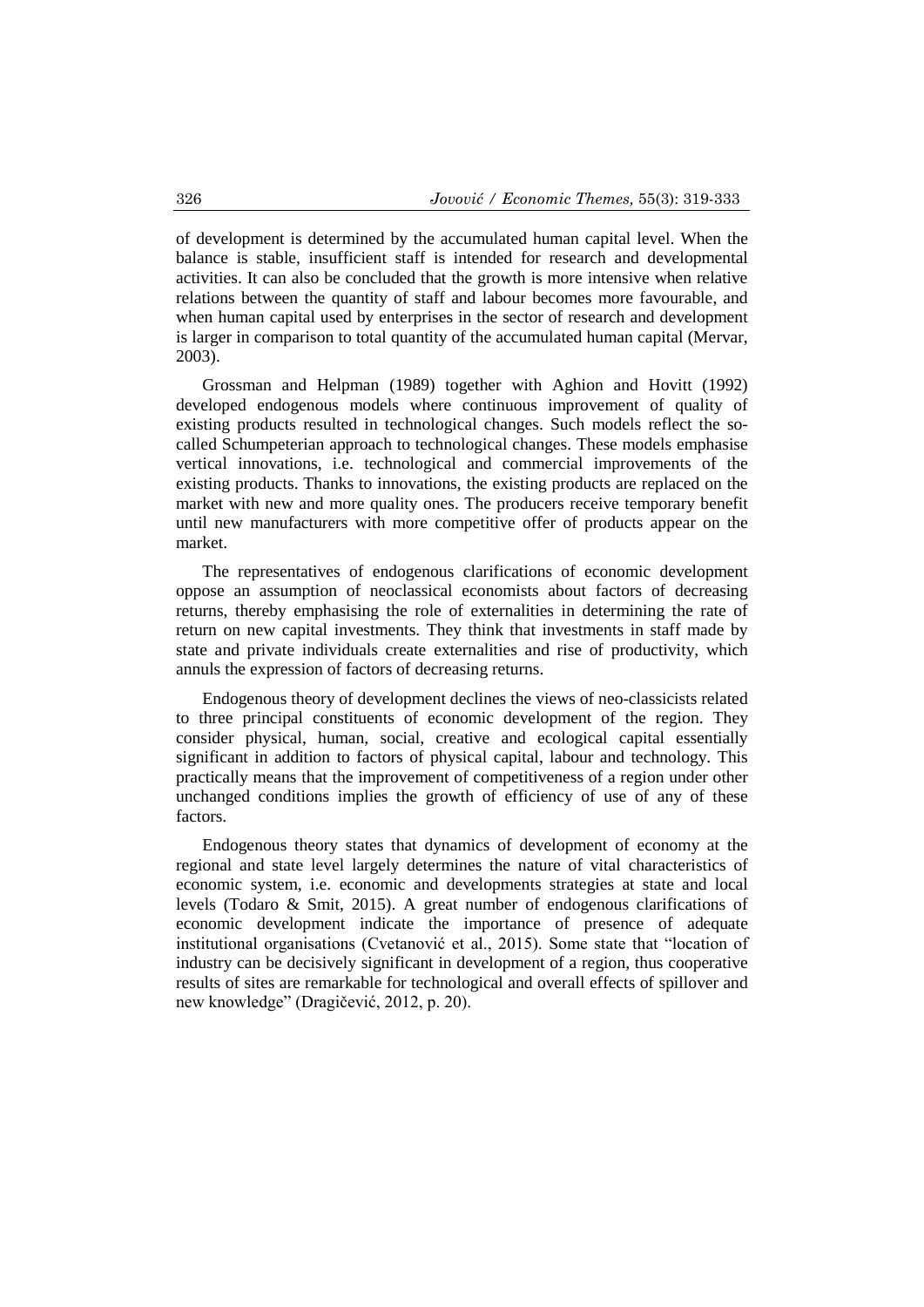of development is determined by the accumulated human capital level. When the balance is stable, insufficient staff is intended for research and developmental activities. It can also be concluded that the growth is more intensive when relative relations between the quantity of staff and labour becomes more favourable, and when human capital used by enterprises in the sector of research and development is larger in comparison to total quantity of the accumulated human capital (Mervar, 2003).

Grossman and Helpman (1989) together with Aghion and Hovitt (1992) developed endogenous models where continuous improvement of quality of existing products resulted in technological changes. Such models reflect the so-called Schumpeterian approach to technological changes. These models emphasise vertical innovations, i.e. technological and commercial improvements of the existing products. Thanks to innovations, the existing products are replaced on the market with new and more quality ones. The producers receive temporary benefit until new manufacturers with more competitive offer of products appear on the market.

The representatives of endogenous clarifications of economic development oppose an assumption of neoclassical economists about factors of decreasing returns, thereby emphasising the role of externalities in determining the rate of return on new capital investments. They think that investments in staff made by state and private individuals create externalities and rise of productivity, which annuls the expression of factors of decreasing returns.

Endogenous theory of development declines the views of neo-classicists related to three principal constituents of economic development of the region. They consider physical, human, social, creative and ecological capital essentially significant in addition to factors of physical capital, labour and technology. This practically means that the improvement of competitiveness of a region under other unchanged conditions implies the growth of efficiency of use of any of these factors.

Endogenous theory states that dynamics of development of economy at the regional and state level largely determines the nature of vital characteristics of economic system, i.e. economic and developments strategies at state and local levels (Todaro & Smit, 2015). A great number of endogenous clarifications of economic development indicate the importance of presence of adequate institutional organisations (Cvetanović et al., 2015). Some state that "location of industry can be decisively significant in development of a region, thus cooperative results of sites are remarkable for technological and overall effects of spillover and new knowledge" (Dragičević, 2012, p. 20).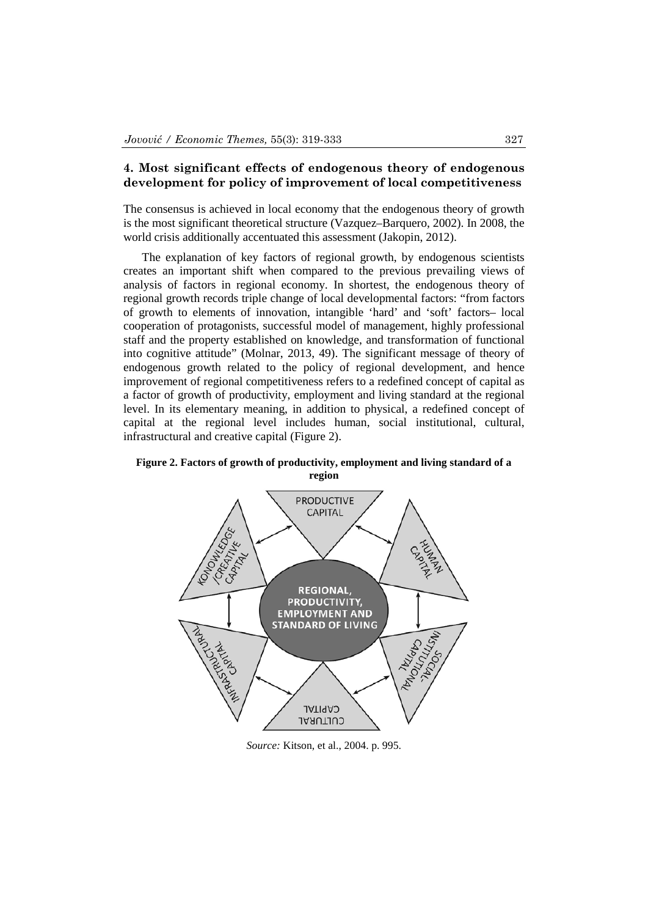## 4. Most significant effects of endogenous theory of endogenous development for policy of improvement of local competitiveness

The consensus is achieved in local economy that the endogenous theory of growth is the most significant theoretical structure (Vazquez–Barquero, 2002). In 2008, the world crisis additionally accentuated this assessment (Jakopin, 2012).

The explanation of key factors of regional growth, by endogenous scientists creates an important shift when compared to the previous prevailing views of analysis of factors in regional economy. In shortest, the endogenous theory of regional growth records triple change of local developmental factors: "from factors of growth to elements of innovation, intangible 'hard' and 'soft' factors– local cooperation of protagonists, successful model of management, highly professional staff and the property established on knowledge, and transformation of functional into cognitive attitude" (Molnar, 2013, 49). The significant message of theory of endogenous growth related to the policy of regional development, and hence improvement of regional competitiveness refers to a redefined concept of capital as a factor of growth of productivity, employment and living standard at the regional level. In its elementary meaning, in addition to physical, a redefined concept of capital at the regional level includes human, social institutional, cultural, infrastructural and creative capital (Figure 2).

**Figure 2. Factors of growth of productivity, employment and living standard of a region**

PRODUCTIVE CAPITAL

HUMAN CAPITAL

SOCIAL-INSTITUTIONAL CAPITAL

CULTURAL CAPITAL

INFRASTRUCTURAL CAPITAL

KONOWLEDGE /CREATIVE CAPITAL

REGIONAL, PRODUCTIVITY, EMPLOYMENT AND STANDARD OF LIVING

*Source:* Kitson, et al., 2004. p. 995.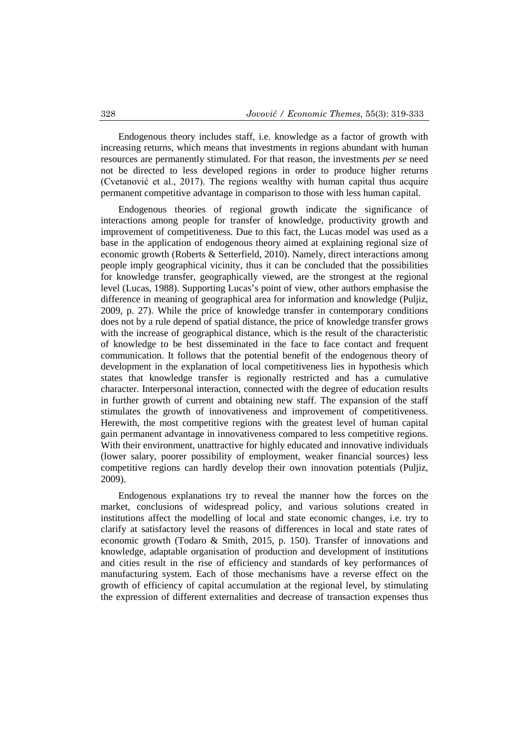Endogenous theory includes staff, i.e. knowledge as a factor of growth with increasing returns, which means that investments in regions abundant with human resources are permanently stimulated. For that reason, the investments *per se* need not be directed to less developed regions in order to produce higher returns (Cvetanović et al., 2017). The regions wealthy with human capital thus acquire permanent competitive advantage in comparison to those with less human capital.

Endogenous theories of regional growth indicate the significance of interactions among people for transfer of knowledge, productivity growth and improvement of competitiveness. Due to this fact, the Lucas model was used as a base in the application of endogenous theory aimed at explaining regional size of economic growth (Roberts & Setterfield, 2010). Namely, direct interactions among people imply geographical vicinity, thus it can be concluded that the possibilities for knowledge transfer, geographically viewed, are the strongest at the regional level (Lucas, 1988). Supporting Lucas's point of view, other authors emphasise the difference in meaning of geographical area for information and knowledge (Puljiz, 2009, p. 27). While the price of knowledge transfer in contemporary conditions does not by a rule depend of spatial distance, the price of knowledge transfer grows with the increase of geographical distance, which is the result of the characteristic of knowledge to be best disseminated in the face to face contact and frequent communication. It follows that the potential benefit of the endogenous theory of development in the explanation of local competitiveness lies in hypothesis which states that knowledge transfer is regionally restricted and has a cumulative character. Interpersonal interaction, connected with the degree of education results in further growth of current and obtaining new staff. The expansion of the staff stimulates the growth of innovativeness and improvement of competitiveness. Herewith, the most competitive regions with the greatest level of human capital gain permanent advantage in innovativeness compared to less competitive regions. With their environment, unattractive for highly educated and innovative individuals (lower salary, poorer possibility of employment, weaker financial sources) less competitive regions can hardly develop their own innovation potentials (Puljiz, 2009).

Endogenous explanations try to reveal the manner how the forces on the market, conclusions of widespread policy, and various solutions created in institutions affect the modelling of local and state economic changes, i.e. try to clarify at satisfactory level the reasons of differences in local and state rates of economic growth (Todaro & Smith, 2015, p. 150). Transfer of innovations and knowledge, adaptable organisation of production and development of institutions and cities result in the rise of efficiency and standards of key performances of manufacturing system. Each of those mechanisms have a reverse effect on the growth of efficiency of capital accumulation at the regional level, by stimulating the expression of different externalities and decrease of transaction expenses thus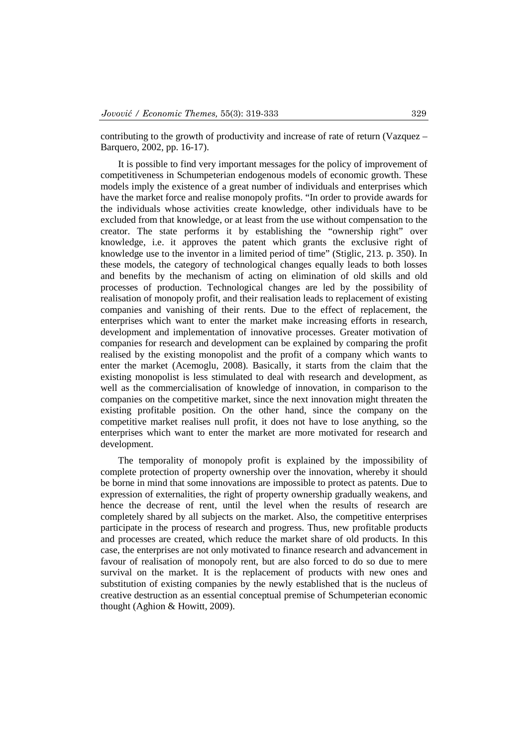contributing to the growth of productivity and increase of rate of return (Vazquez – Barquero, 2002, pp. 16-17).

It is possible to find very important messages for the policy of improvement of competitiveness in Schumpeterian endogenous models of economic growth. These models imply the existence of a great number of individuals and enterprises which have the market force and realise monopoly profits. "In order to provide awards for the individuals whose activities create knowledge, other individuals have to be excluded from that knowledge, or at least from the use without compensation to the creator. The state performs it by establishing the "ownership right" over knowledge, i.e. it approves the patent which grants the exclusive right of knowledge use to the inventor in a limited period of time" (Stiglic, 213. p. 350). In these models, the category of technological changes equally leads to both losses and benefits by the mechanism of acting on elimination of old skills and old processes of production. Technological changes are led by the possibility of realisation of monopoly profit, and their realisation leads to replacement of existing companies and vanishing of their rents. Due to the effect of replacement, the enterprises which want to enter the market make increasing efforts in research, development and implementation of innovative processes. Greater motivation of companies for research and development can be explained by comparing the profit realised by the existing monopolist and the profit of a company which wants to enter the market (Acemoglu, 2008). Basically, it starts from the claim that the existing monopolist is less stimulated to deal with research and development, as well as the commercialisation of knowledge of innovation, in comparison to the companies on the competitive market, since the next innovation might threaten the existing profitable position. On the other hand, since the company on the competitive market realises null profit, it does not have to lose anything, so the enterprises which want to enter the market are more motivated for research and development.

The temporality of monopoly profit is explained by the impossibility of complete protection of property ownership over the innovation, whereby it should be borne in mind that some innovations are impossible to protect as patents. Due to expression of externalities, the right of property ownership gradually weakens, and hence the decrease of rent, until the level when the results of research are completely shared by all subjects on the market. Also, the competitive enterprises participate in the process of research and progress. Thus, new profitable products and processes are created, which reduce the market share of old products. In this case, the enterprises are not only motivated to finance research and advancement in favour of realisation of monopoly rent, but are also forced to do so due to mere survival on the market. It is the replacement of products with new ones and substitution of existing companies by the newly established that is the nucleus of creative destruction as an essential conceptual premise of Schumpeterian economic thought (Aghion & Howitt, 2009).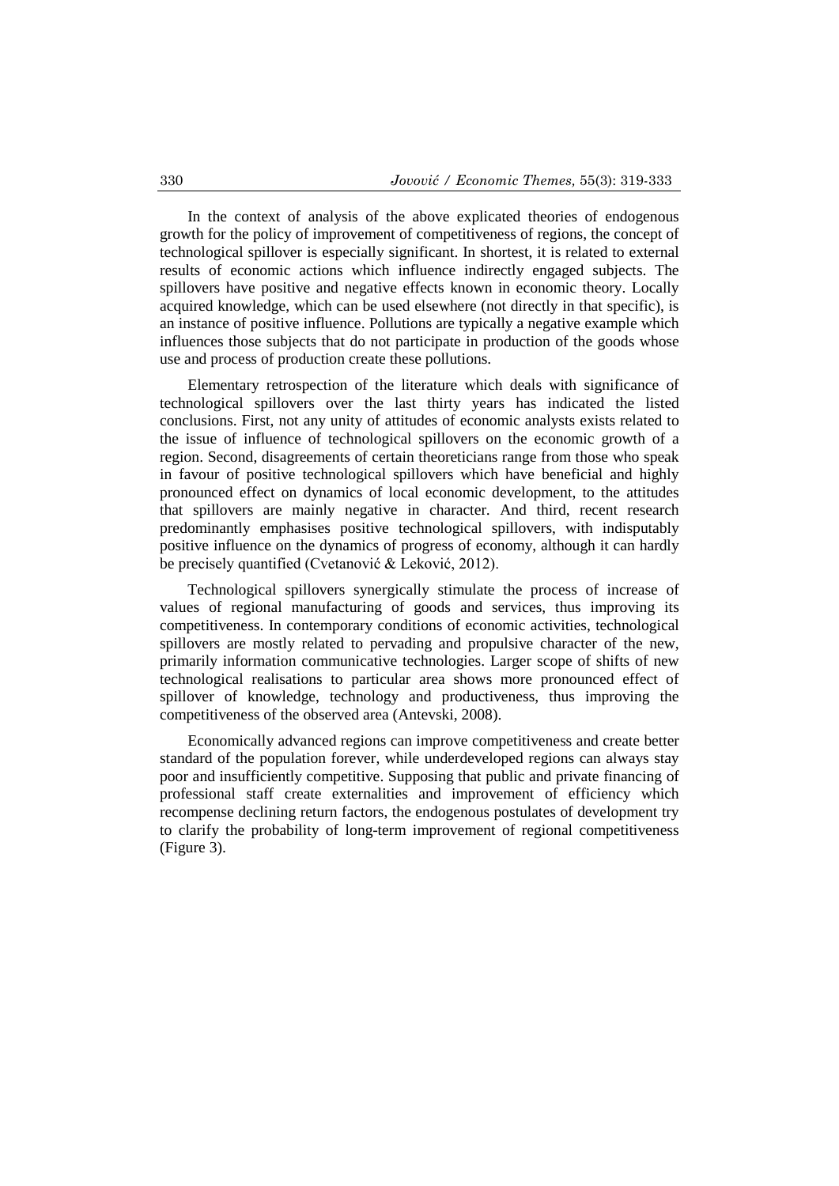In the context of analysis of the above explicated theories of endogenous growth for the policy of improvement of competitiveness of regions, the concept of technological spillover is especially significant. In shortest, it is related to external results of economic actions which influence indirectly engaged subjects. The spillovers have positive and negative effects known in economic theory. Locally acquired knowledge, which can be used elsewhere (not directly in that specific), is an instance of positive influence. Pollutions are typically a negative example which influences those subjects that do not participate in production of the goods whose use and process of production create these pollutions.

Elementary retrospection of the literature which deals with significance of technological spillovers over the last thirty years has indicated the listed conclusions. First, not any unity of attitudes of economic analysts exists related to the issue of influence of technological spillovers on the economic growth of a region. Second, disagreements of certain theoreticians range from those who speak in favour of positive technological spillovers which have beneficial and highly pronounced effect on dynamics of local economic development, to the attitudes that spillovers are mainly negative in character. And third, recent research predominantly emphasises positive technological spillovers, with indisputably positive influence on the dynamics of progress of economy, although it can hardly be precisely quantified (Cvetanović & Leković, 2012).

Technological spillovers synergically stimulate the process of increase of values of regional manufacturing of goods and services, thus improving its competitiveness. In contemporary conditions of economic activities, technological spillovers are mostly related to pervading and propulsive character of the new, primarily information communicative technologies. Larger scope of shifts of new technological realisations to particular area shows more pronounced effect of spillover of knowledge, technology and productiveness, thus improving the competitiveness of the observed area (Antevski, 2008).

Economically advanced regions can improve competitiveness and create better standard of the population forever, while underdeveloped regions can always stay poor and insufficiently competitive. Supposing that public and private financing of professional staff create externalities and improvement of efficiency which recompense declining return factors, the endogenous postulates of development try to clarify the probability of long-term improvement of regional competitiveness (Figure 3).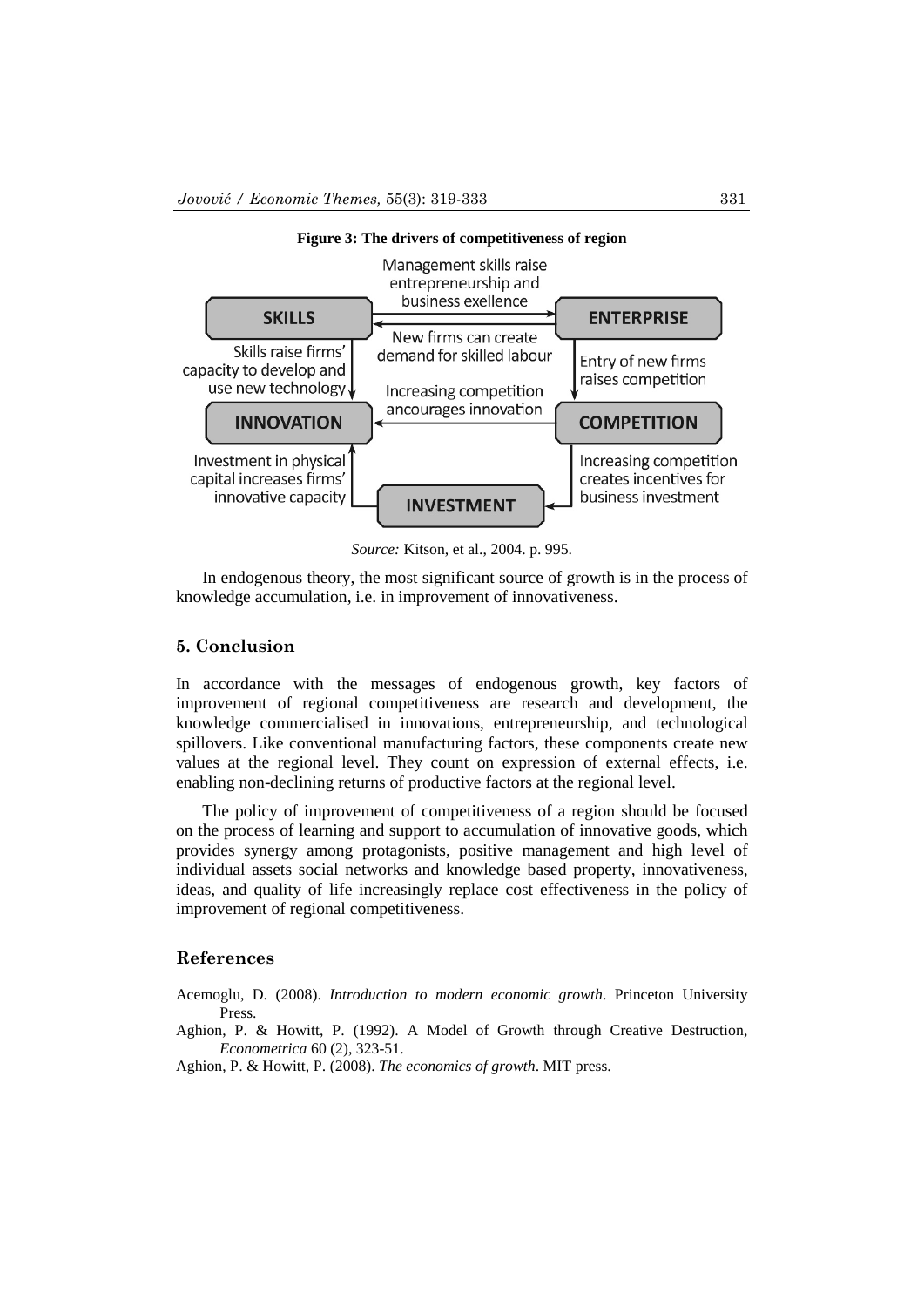**Figure 3: The drivers of competitiveness of region**

*Source:* Kitson, et al., 2004. p. 995.

In endogenous theory, the most significant source of growth is in the process of knowledge accumulation, i.e. in improvement of innovativeness.

## 5. Conclusion

In accordance with the messages of endogenous growth, key factors of improvement of regional competitiveness are research and development, the knowledge commercialised in innovations, entrepreneurship, and technological spillovers. Like conventional manufacturing factors, these components create new values at the regional level. They count on expression of external effects, i.e. enabling non-declining returns of productive factors at the regional level.

The policy of improvement of competitiveness of a region should be focused on the process of learning and support to accumulation of innovative goods, which provides synergy among protagonists, positive management and high level of individual assets social networks and knowledge based property, innovativeness, ideas, and quality of life increasingly replace cost effectiveness in the policy of improvement of regional competitiveness.

## References

Acemoglu, D. (2008). *Introduction to modern economic growth*. Princeton University Press.

Aghion, P. & Howitt, P. (1992). A Model of Growth through Creative Destruction, *Econometrica* 60 (2), 323-51.

Aghion, P. & Howitt, P. (2008). *The economics of growth*. MIT press.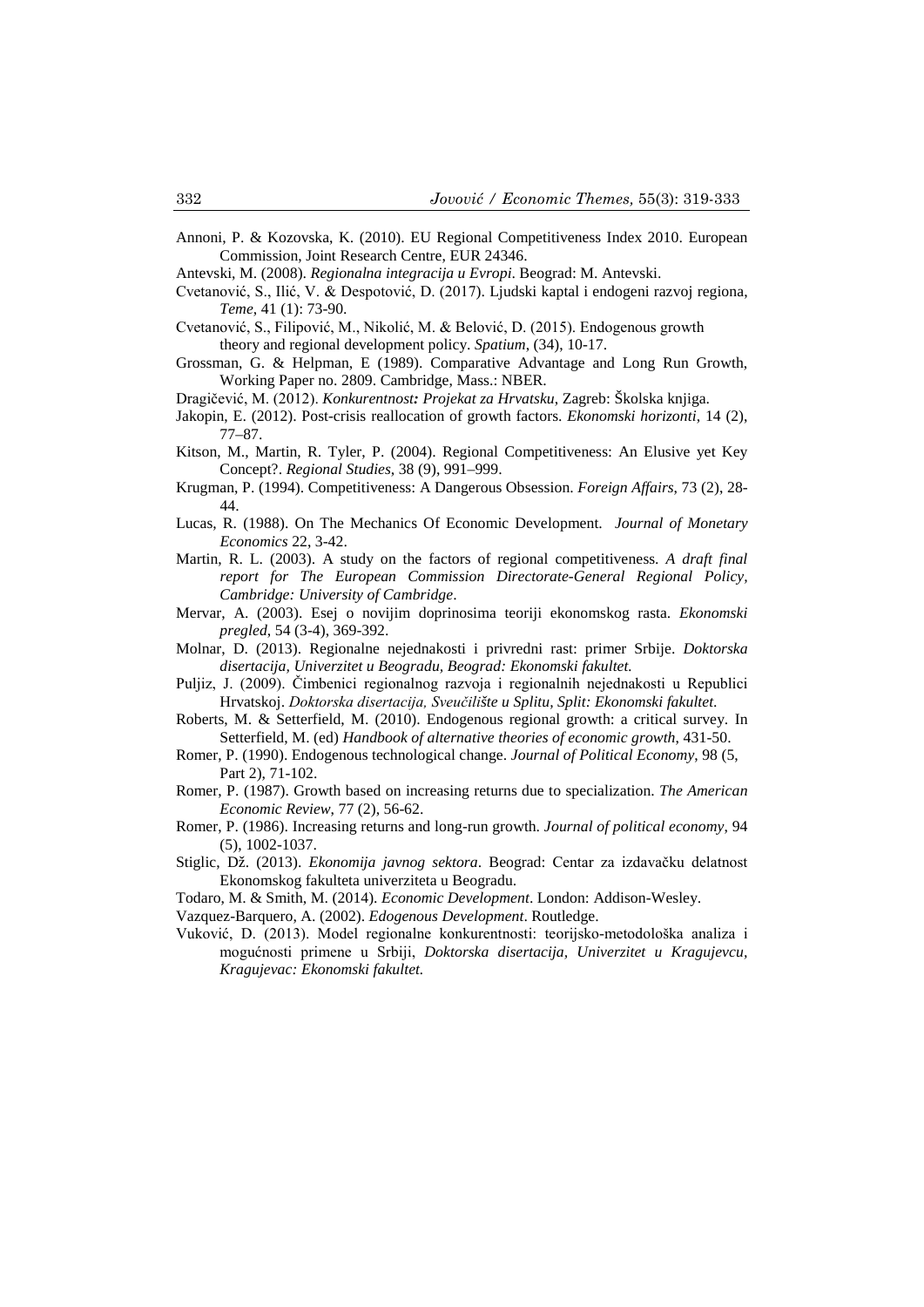Annoni, P. & Kozovska, K. (2010). EU Regional Competitiveness Index 2010. European Commission, Joint Research Centre, EUR 24346.

Antevski, M. (2008). *Regionalna integracija u Evropi*. Beograd: M. Antevski.

Cvetanović, S., Ilić, V. & Despotović, D. (2017). Ljudski kaptal i endogeni razvoj regiona, *Teme*, 41 (1): 73-90.

Cvetanović, S., Filipović, M., Nikolić, M. & Belović, D. (2015). Endogenous growth theory and regional development policy. *Spatium*, (34), 10-17.

Grossman, G. & Helpman, E (1989). Comparative Advantage and Long Run Growth, Working Paper no. 2809. Cambridge, Mass.: NBER.

Dragičević, M. (2012). *Konkurentnost: Projekat za Hrvatsku*, Zagreb: Školska knjiga.

Jakopin, E. (2012). Post-crisis reallocation of growth factors. *Ekonomski horizonti*, 14 (2), 77–87.

Kitson, M., Martin, R. Tyler, P. (2004). Regional Competitiveness: An Elusive yet Key Concept?. *Regional Studies*, 38 (9), 991–999.

Krugman, P. (1994). Competitiveness: A Dangerous Obsession. *Foreign Affairs,* 73 (2), 28-44.

Lucas, R. (1988). On The Mechanics Of Economic Development. *Journal of Monetary Economics* 22, 3-42.

Martin, R. L. (2003). A study on the factors of regional competitiveness. *A draft final report for The European Commission Directorate-General Regional Policy, Cambridge: University of Cambridge*.

Mervar, A. (2003). Esej o novijim doprinosima teoriji ekonomskog rasta. *Ekonomski pregled*, 54 (3-4), 369-392.

Molnar, D. (2013). Regionalne nejednakosti i privredni rast: primer Srbije. *Doktorska disertacija, Univerzitet u Beogradu, Beograd: Ekonomski fakultet.*

Puljiz, J. (2009). Čimbenici regionalnog razvoja i regionalnih nejednakosti u Republici Hrvatskoj. *Doktorska disertacija, Sveučilište u Splitu, Split: Ekonomski fakultet.*

Roberts, M. & Setterfield, M. (2010). Endogenous regional growth: a critical survey. In Setterfield, M. (ed) *Handbook of alternative theories of economic growth*, 431-50.

Romer, P. (1990). Endogenous technological change. *Journal of Political Economy*, 98 (5, Part 2), 71-102.

Romer, P. (1987). Growth based on increasing returns due to specialization. *The American Economic Review*, 77 (2), 56-62.

Romer, P. (1986). Increasing returns and long-run growth. *Journal of political economy*, 94 (5), 1002-1037.

Stiglic, Dž. (2013). *Ekonomija javnog sektora*. Beograd: Centar za izdavačku delatnost Ekonomskog fakulteta univerziteta u Beogradu.

Todaro, M. & Smith, M. (2014). *Economic Development*. London: Addison-Wesley.

Vazquez-Barquero, A. (2002). *Edogenous Development*. Routledge.

Vuković, D. (2013). Model regionalne konkurentnosti: teorijsko-metodološka analiza i mogućnosti primene u Srbiji, *Doktorska disertacija, Univerzitet u Kragujevcu, Kragujevac: Ekonomski fakultet.*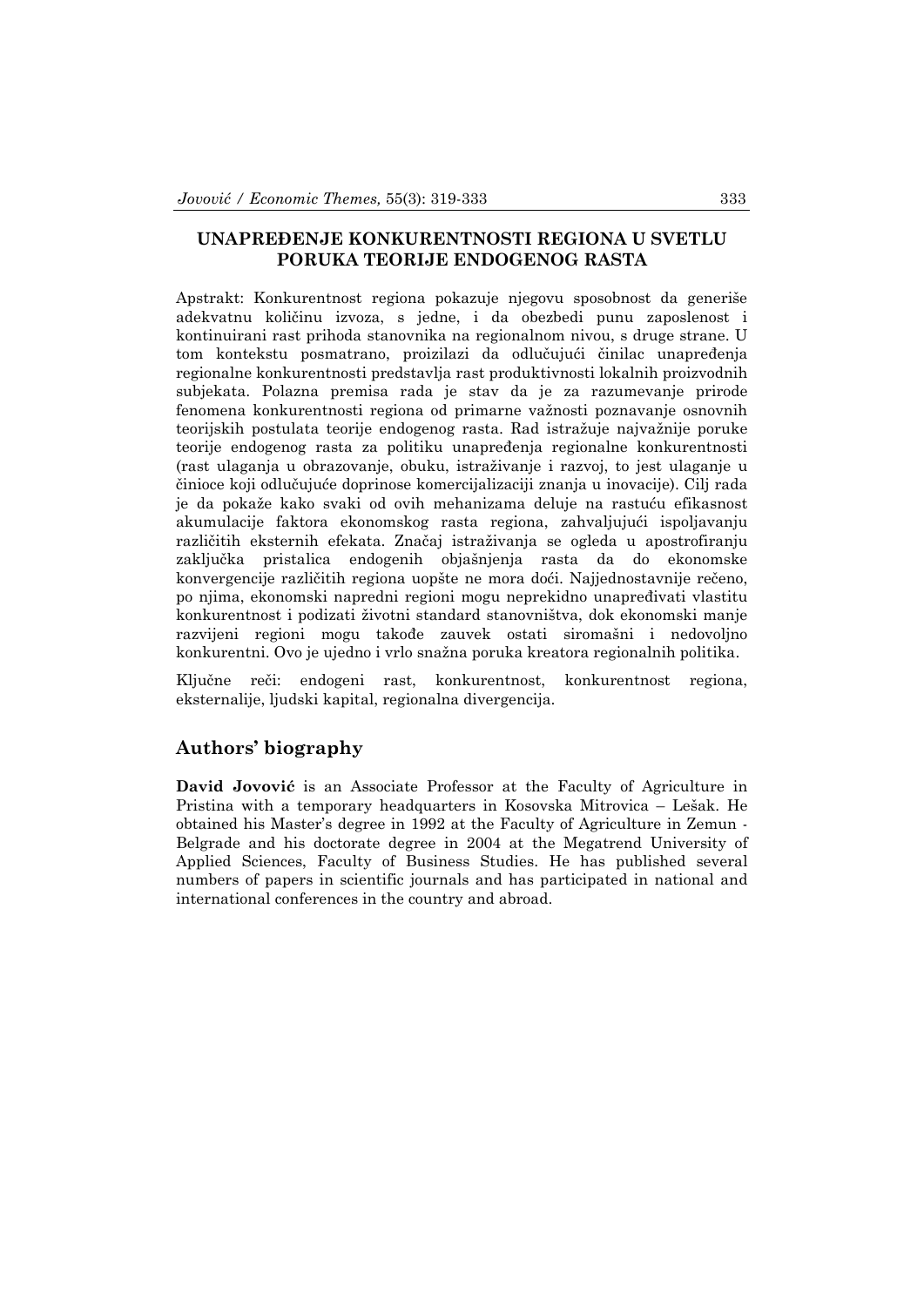## UNAPREĐENJE KONKURENTNOSTI REGIONA U SVETLU PORUKA TEORIJE ENDOGENOG RASTA

Apstrakt: Konkurentnost regiona pokazuje njegovu sposobnost da generiše adekvatnu količinu izvoza, s jedne, i da obezbedi punu zaposlenost i kontinuirani rast prihoda stanovnika na regionalnom nivou, s druge strane. U tom kontekstu posmatrano, proizilazi da odlučujući činilac unapređenja regionalne konkurentnosti predstavlja rast produktivnosti lokalnih proizvodnih subjekata. Polazna premisa rada je stav da je za razumevanje prirode fenomena konkurentnosti regiona od primarne važnosti poznavanje osnovnih teorijskih postulata teorije endogenog rasta. Rad istražuje najvažnije poruke teorije endogenog rasta za politiku unapređenja regionalne konkurentnosti (rast ulaganja u obrazovanje, obuku, istraživanje i razvoj, to jest ulaganje u činioce koji odlučujuće doprinose komercijalizaciji znanja u inovacije). Cilj rada je da pokaže kako svaki od ovih mehanizama deluje na rastuću efikasnost akumulacije faktora ekonomskog rasta regiona, zahvaljujući ispoljavanju različitih eksternih efekata. Značaj istraživanja se ogleda u apostrofiranju zaključka pristalica endogenih objašnjenja rasta da do ekonomske konvergencije različitih regiona uopšte ne mora doći. Najjednostavnije rečeno, po njima, ekonomski napredni regioni mogu neprekidno unapređivati vlastitu konkurentnost i podizati životni standard stanovništva, dok ekonomski manje razvijeni regioni mogu takođe zauvek ostati siromašni i nedovoljno konkurentni. Ovo je ujedno i vrlo snažna poruka kreatora regionalnih politika.

Ključne reči: endogeni rast, konkurentnost, konkurentnost regiona, eksternalije, ljudski kapital, regionalna divergencija.

## Authors' biography

**David Jovović** is an Associate Professor at the Faculty of Agriculture in Pristina with a temporary headquarters in Kosovska Mitrovica – Lešak. He obtained his Master's degree in 1992 at the Faculty of Agriculture in Zemun - Belgrade and his doctorate degree in 2004 at the Megatrend University of Applied Sciences, Faculty of Business Studies. He has published several numbers of papers in scientific journals and has participated in national and international conferences in the country and abroad.